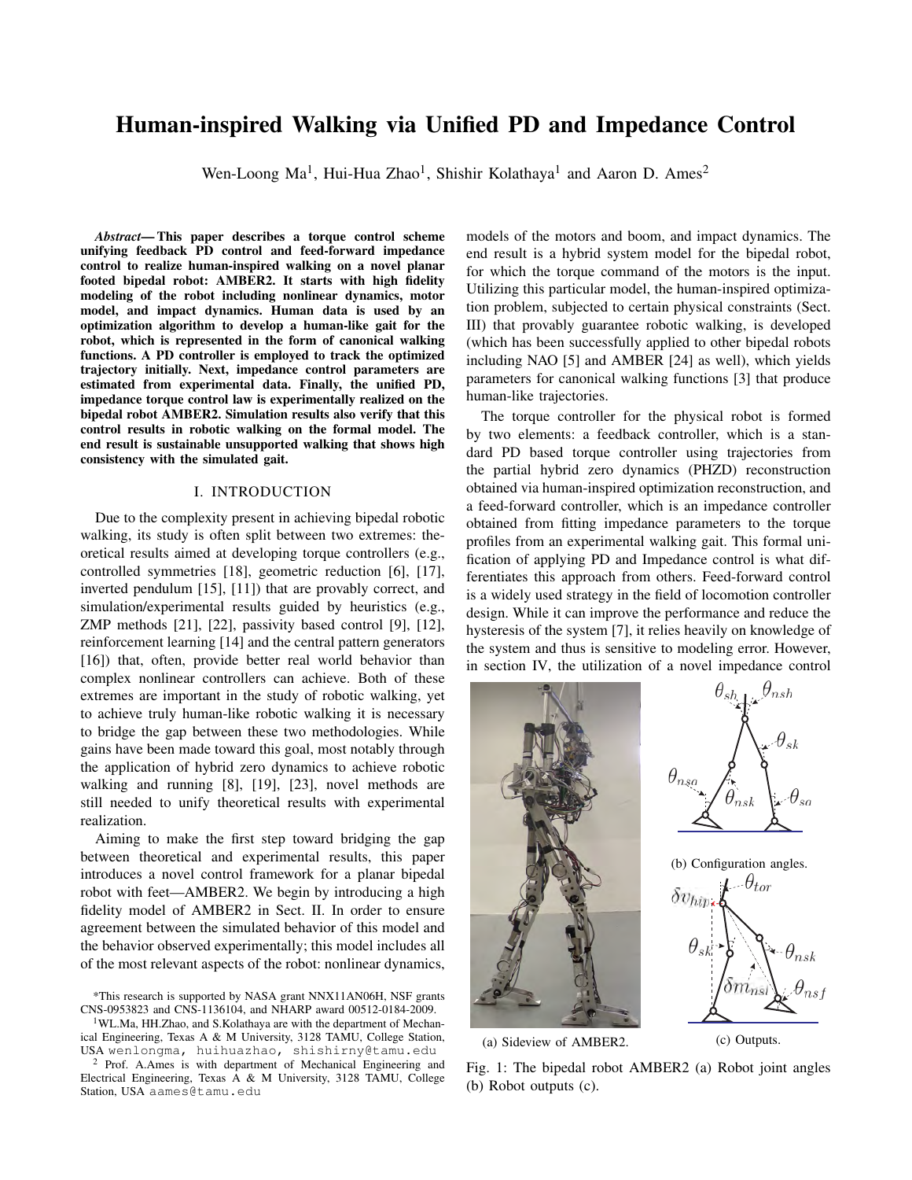# Human-inspired Walking via Unified PD and Impedance Control

Wen-Loong Ma[1], Hui-Hua Zhao[1], Shishir Kolathaya[1] and Aaron D. Ames[2]

***Abstract*— This paper describes a torque control scheme unifying feedback PD control and feed-forward impedance control to realize human-inspired walking on a novel planar footed bipedal robot: AMBER2. It starts with high fidelity modeling of the robot including nonlinear dynamics, motor model, and impact dynamics. Human data is used by an optimization algorithm to develop a human-like gait for the robot, which is represented in the form of canonical walking functions. A PD controller is employed to track the optimized trajectory initially. Next, impedance control parameters are estimated from experimental data. Finally, the unified PD, impedance torque control law is experimentally realized on the bipedal robot AMBER2. Simulation results also verify that this control results in robotic walking on the formal model. The end result is sustainable unsupported walking that shows high consistency with the simulated gait.**

## I. INTRODUCTION

Due to the complexity present in achieving bipedal robotic walking, its study is often split between two extremes: theoretical results aimed at developing torque controllers (e.g., controlled symmetries [18], geometric reduction [6], [17], inverted pendulum [15], [11]) that are provably correct, and simulation/experimental results guided by heuristics (e.g., ZMP methods [21], [22], passivity based control [9], [12], reinforcement learning [14] and the central pattern generators [16]) that, often, provide better real world behavior than complex nonlinear controllers can achieve. Both of these extremes are important in the study of robotic walking, yet to achieve truly human-like robotic walking it is necessary to bridge the gap between these two methodologies. While gains have been made toward this goal, most notably through the application of hybrid zero dynamics to achieve robotic walking and running [8], [19], [23], novel methods are still needed to unify theoretical results with experimental realization.

Aiming to make the first step toward bridging the gap between theoretical and experimental results, this paper introduces a novel control framework for a planar bipedal robot with feet—AMBER2. We begin by introducing a high fidelity model of AMBER2 in Sect. II. In order to ensure agreement between the simulated behavior of this model and the behavior observed experimentally; this model includes all of the most relevant aspects of the robot: nonlinear dynamics, models of the motors and boom, and impact dynamics. The end result is a hybrid system model for the bipedal robot, for which the torque command of the motors is the input. Utilizing this particular model, the human-inspired optimization problem, subjected to certain physical constraints (Sect. III) that provably guarantee robotic walking, is developed (which has been successfully applied to other bipedal robots including NAO [5] and AMBER [24] as well), which yields parameters for canonical walking functions [3] that produce human-like trajectories.

The torque controller for the physical robot is formed by two elements: a feedback controller, which is a standard PD based torque controller using trajectories from the partial hybrid zero dynamics (PHZD) reconstruction obtained via human-inspired optimization reconstruction, and a feed-forward controller, which is an impedance controller obtained from fitting impedance parameters to the torque profiles from an experimental walking gait. This formal unification of applying PD and Impedance control is what differentiates this approach from others. Feed-forward control is a widely used strategy in the field of locomotion controller design. While it can improve the performance and reduce the hysteresis of the system [7], it relies heavily on knowledge of the system and thus is sensitive to modeling error. However, in section IV, the utilization of a novel impedance control

(a) Sideview of AMBER2.

(b) Configuration angles.

(c) Outputs.

Fig. 1: The bipedal robot AMBER2 (a) Robot joint angles (b) Robot outputs (c).

*This research is supported by NASA grant NNX11AN06H, NSF grants CNS-0953823 and CNS-1136104, and NHARP award 00512-0184-2009.

[1]WL.Ma, HH.Zhao, and S.Kolathaya are with the department of Mechanical Engineering, Texas A & M University, 3128 TAMU, College Station, USA wenlongma, huihuazhao, shishirny@tamu.edu

[2] Prof. A.Ames is with department of Mechanical Engineering and Electrical Engineering, Texas A & M University, 3128 TAMU, College Station, USA aames@tamu.edu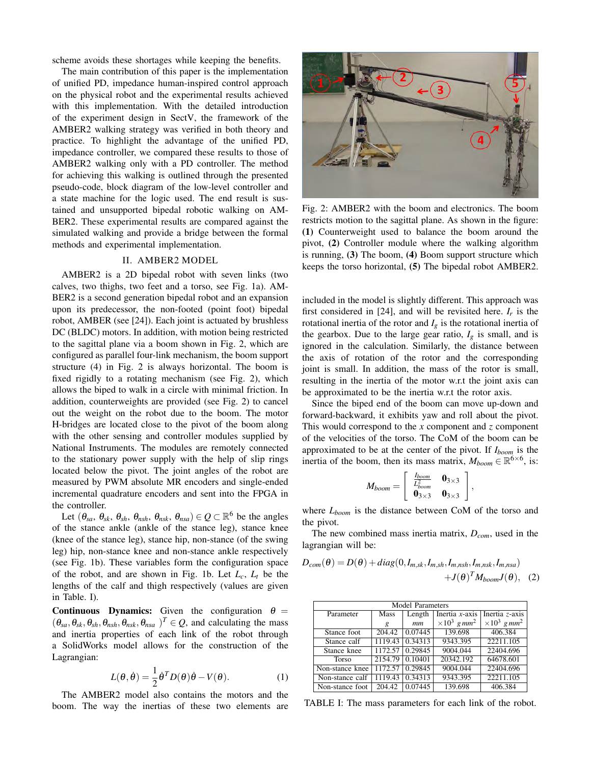scheme avoids these shortages while keeping the benefits.

The main contribution of this paper is the implementation of unified PD, impedance human-inspired control approach on the physical robot and the experimental results achieved with this implementation. With the detailed introduction of the experiment design in SectV, the framework of the AMBER2 walking strategy was verified in both theory and practice. To highlight the advantage of the unified PD, impedance controller, we compared these results to those of AMBER2 walking only with a PD controller. The method for achieving this walking is outlined through the presented pseudo-code, block diagram of the low-level controller and a state machine for the logic used. The end result is sustained and unsupported bipedal robotic walking on AMBER2. These experimental results are compared against the simulated walking and provide a bridge between the formal methods and experimental implementation.

## II. AMBER2 MODEL

AMBER2 is a 2D bipedal robot with seven links (two calves, two thighs, two feet and a torso, see Fig. 1a). AMBER2 is a second generation bipedal robot and an expansion upon its predecessor, the non-footed (point foot) bipedal robot, AMBER (see [24]). Each joint is actuated by brushless DC (BLDC) motors. In addition, with motion being restricted to the sagittal plane via a boom shown in Fig. 2, which are configured as parallel four-link mechanism, the boom support structure (4) in Fig. 2 is always horizontal. The boom is fixed rigidly to a rotating mechanism (see Fig. 2), which allows the biped to walk in a circle with minimal friction. In addition, counterweights are provided (see Fig. 2) to cancel out the weight on the robot due to the boom. The motor H-bridges are located close to the pivot of the boom along with the other sensing and controller modules supplied by National Instruments. The modules are remotely connected to the stationary power supply with the help of slip rings located below the pivot. The joint angles of the robot are measured by PWM absolute MR encoders and single-ended incremental quadrature encoders and sent into the FPGA in the controller.

Let ($\theta_{sa}$, $\theta_{sk}$, $\theta_{sh}$, $\theta_{nsh}$, $\theta_{nsk}$, $\theta_{nsa}$) $\in Q \subset \mathbb{R}^6$ be the angles of the stance ankle (ankle of the stance leg), stance knee (knee of the stance leg), stance hip, non-stance (of the swing leg) hip, non-stance knee and non-stance ankle respectively (see Fig. 1b). These variables form the configuration space of the robot, and are shown in Fig. 1b. Let $L_c$, $L_t$ be the lengths of the calf and thigh respectively (values are given in Table. I).

**Continuous Dynamics:** Given the configuration $\theta = (\theta_{sa}, \theta_{sk}, \theta_{sh}, \theta_{nsh}, \theta_{nsk}, \theta_{nsa})^T \in Q$, and calculating the mass and inertia properties of each link of the robot through a SolidWorks model allows for the construction of the Lagrangian:

$$L(\theta, \dot{\theta}) = \frac{1}{2}\dot{\theta}^T D(\theta)\dot{\theta} - V(\theta). \tag{1}$$

The AMBER2 model also contains the motors and the boom. The way the inertias of these two elements are included in the model is slightly different. This approach was first considered in [24], and will be revisited here. $I_r$ is the rotational inertia of the rotor and $I_g$ is the rotational inertia of the gearbox. Due to the large gear ratio, $I_g$ is small, and is ignored in the calculation. Similarly, the distance between the axis of rotation of the rotor and the corresponding joint is small. In addition, the mass of the rotor is small, resulting in the inertia of the motor w.r.t the joint axis can be approximated to be the inertia w.r.t the rotor axis.

Fig. 2: AMBER2 with the boom and electronics. The boom restricts motion to the sagittal plane. As shown in the figure: **(1)** Counterweight used to balance the boom around the pivot, **(2)** Controller module where the walking algorithm is running, **(3)** The boom, **(4)** Boom support structure which keeps the torso horizontal, **(5)** The bipedal robot AMBER2.

Since the biped end of the boom can move up-down and forward-backward, it exhibits yaw and roll about the pivot. This would correspond to the $x$ component and $z$ component of the velocities of the torso. The CoM of the boom can be approximated to be at the center of the pivot. If $I_{boom}$ is the inertia of the boom, then its mass matrix, $M_{boom} \in \mathbb{R}^{6\times 6}$, is:

$$M_{boom} = \begin{bmatrix} \frac{I_{boom}}{L_{boom}^2} & \mathbf{0}_{3\times 3} \\ \mathbf{0}_{3\times 3} & \mathbf{0}_{3\times 3} \end{bmatrix},$$

where $L_{boom}$ is the distance between CoM of the torso and the pivot.

The new combined mass inertia matrix, $D_{com}$, used in the lagrangian will be:

$$D_{com}(\theta) = D(\theta) + diag(0, I_{m,sk}, I_{m,sh}, I_{m,nsh}, I_{m,nsk}, I_{m,nsa}) + J(\theta)^T M_{boom} J(\theta), \tag{2}$$

| Model Parameters | | | | |
|---|---|---|---|---|
| Parameter | Mass $g$ | Length $mm$ | Inertia $x$-axis $\times 10^3$ $g\,mm^2$ | Inertia $z$-axis $\times 10^3$ $g\,mm^2$ |
| Stance foot | 204.42 | 0.07445 | 139.698 | 406.384 |
| Stance calf | 1119.43 | 0.34313 | 9343.395 | 22211.105 |
| Stance knee | 1172.57 | 0.29845 | 9004.044 | 22404.696 |
| Torso | 2154.79 | 0.10401 | 20342.192 | 64678.601 |
| Non-stance knee | 1172.57 | 0.29845 | 9004.044 | 22404.696 |
| Non-stance calf | 1119.43 | 0.34313 | 9343.395 | 22211.105 |
| Non-stance foot | 204.42 | 0.07445 | 139.698 | 406.384 |

TABLE I: The mass parameters for each link of the robot.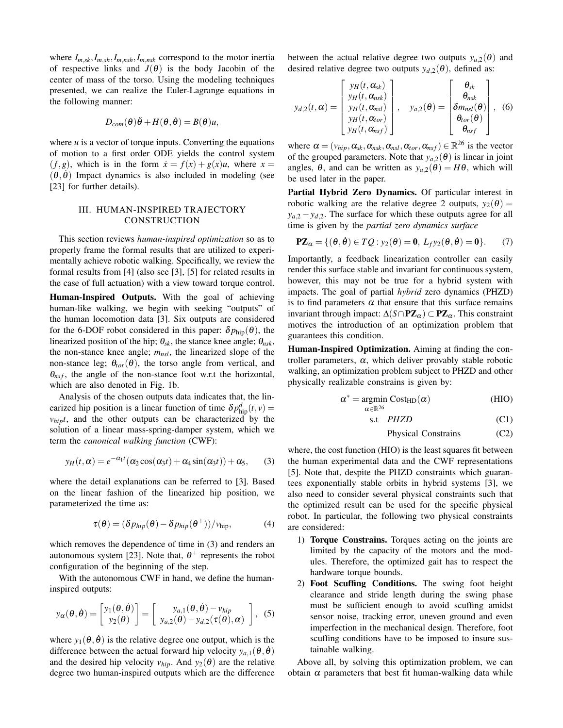where $I_{m,sk}, I_{m,sh}, I_{m,nsh}, I_{m,nsk}$ correspond to the motor inertia of respective links and $J(\theta)$ is the body Jacobin of the center of mass of the torso. Using the modeling techniques presented, we can realize the Euler-Lagrange equations in the following manner:

$$D_{com}(\theta)\ddot{\theta} + H(\theta,\dot{\theta}) = B(\theta)u,$$

where $u$ is a vector of torque inputs. Converting the equations of motion to a first order ODE yields the control system $(f,g)$, which is in the form $\dot{x} = f(x) + g(x)u$, where $x = (\theta,\dot{\theta})$ Impact dynamics is also included in modeling (see [23] for further details).

## III. HUMAN-INSPIRED TRAJECTORY CONSTRUCTION

This section reviews *human-inspired optimization* so as to properly frame the formal results that are utilized to experimentally achieve robotic walking. Specifically, we review the formal results from [4] (also see [3], [5] for related results in the case of full actuation) with a view toward torque control.

**Human-Inspired Outputs.** With the goal of achieving human-like walking, we begin with seeking "outputs" of the human locomotion data [3]. Six outputs are considered for the 6-DOF robot considered in this paper: $\delta p_{\rm hip}(\theta)$, the linearized position of the hip; $\theta_{sk}$, the stance knee angle; $\theta_{nsk}$, the non-stance knee angle; $m_{nsl}$, the linearized slope of the non-stance leg; $\theta_{tor}(\theta)$, the torso angle from vertical, and $\theta_{nsf}$, the angle of the non-stance foot w.r.t the horizontal, which are also denoted in Fig. 1b.

Analysis of the chosen outputs data indicates that, the linearized hip position is a linear function of time $\delta p^d_{\rm hip}(t,v) = v_{hip}t$, and the other outputs can be characterized by the solution of a linear mass-spring-damper system, which we term the *canonical walking function* (CWF):

$$y_H(t,\alpha) = e^{-\alpha_1 t}(\alpha_2\cos(\alpha_3 t) + \alpha_4\sin(\alpha_3 t)) + \alpha_5, \qquad (3)$$

where the detail explanations can be referred to [3]. Based on the linear fashion of the linearized hip position, we parameterized the time as:

$$\tau(\theta) = (\delta p_{hip}(\theta) - \delta p_{hip}(\theta^+))/v_{\rm hip}, \qquad (4)$$

which removes the dependence of time in (3) and renders an autonomous system [23]. Note that, $\theta^+$ represents the robot configuration of the beginning of the step.

With the autonomous CWF in hand, we define the human-inspired outputs:

$$y_\alpha(\theta,\dot{\theta}) = \begin{bmatrix} y_1(\theta,\dot{\theta}) \\ y_2(\theta) \end{bmatrix} = \begin{bmatrix} y_{a,1}(\theta,\dot{\theta}) - v_{hip} \\ y_{a,2}(\theta) - y_{d,2}(\tau(\theta),\alpha) \end{bmatrix}, \quad (5)$$

where $y_1(\theta,\dot{\theta})$ is the relative degree one output, which is the difference between the actual forward hip velocity $y_{a,1}(\theta,\dot{\theta})$ and the desired hip velocity $v_{hip}$. And $y_2(\theta)$ are the relative degree two human-inspired outputs which are the difference between the actual relative degree two outputs $y_{a,2}(\theta)$ and desired relative degree two outputs $y_{d,2}(\theta)$, defined as:

$$y_{d,2}(t,\alpha) = \begin{bmatrix} y_H(t,\alpha_{sk}) \\ y_H(t,\alpha_{nsk}) \\ y_H(t,\alpha_{nsl}) \\ y_H(t,\alpha_{tor}) \\ y_H(t,\alpha_{nsf}) \end{bmatrix}, \quad y_{a,2}(\theta) = \begin{bmatrix} \theta_{sk} \\ \theta_{nsk} \\ \delta m_{nsl}(\theta) \\ \theta_{tor}(\theta) \\ \theta_{nsf} \end{bmatrix}, \quad (6)$$

where $\alpha = (v_{hip}, \alpha_{sk}, \alpha_{nsk}, \alpha_{nsl}, \alpha_{tor}, \alpha_{nsf}) \in \mathbb{R}^{26}$ is the vector of the grouped parameters. Note that $y_{a,2}(\theta)$ is linear in joint angles, $\theta$, and can be written as $y_{a,2}(\theta) = H\theta$, which will be used later in the paper.

**Partial Hybrid Zero Dynamics.** Of particular interest in robotic walking are the relative degree 2 outputs, $y_2(\theta) = y_{a,2} - y_{d,2}$. The surface for which these outputs agree for all time is given by the *partial zero dynamics surface*

$$\mathbf{PZ}_\alpha = \{(\theta,\dot{\theta}) \in TQ : y_2(\theta) = \mathbf{0},\ L_f y_2(\theta,\dot{\theta}) = \mathbf{0}\}. \qquad (7)$$

Importantly, a feedback linearization controller can easily render this surface stable and invariant for continuous system, however, this may not be true for a hybrid system with impacts. The goal of partial *hybrid* zero dynamics (PHZD) is to find parameters $\alpha$ that ensure that this surface remains invariant through impact: $\Delta(S \cap \mathbf{PZ}_\alpha) \subset \mathbf{PZ}_\alpha$. This constraint motives the introduction of an optimization problem that guarantees this condition.

**Human-Inspired Optimization.** Aiming at finding the controller parameters, $\alpha$, which deliver provably stable robotic walking, an optimization problem subject to PHZD and other physically realizable constrains is given by:

$$\alpha^* = \underset{\alpha\in\mathbb{R}^{26}}{\operatorname{argmin}}\ \mathrm{Cost_{HD}}(\alpha) \qquad \text{(HIO)}$$

$$\text{s.t} \quad \textit{PHZD} \qquad \text{(C1)}$$

$$\text{Physical Constrains} \qquad \text{(C2)}$$

where, the cost function (HIO) is the least squares fit between the human experimental data and the CWF representations [5]. Note that, despite the PHZD constraints which guarantees exponentially stable orbits in hybrid systems [3], we also need to consider several physical constraints such that the optimized result can be used for the specific physical robot. In particular, the following two physical constraints are considered:

1) **Torque Constrains.** Torques acting on the joints are limited by the capacity of the motors and the modules. Therefore, the optimized gait has to respect the hardware torque bounds.
2) **Foot Scuffing Conditions.** The swing foot height clearance and stride length during the swing phase must be sufficient enough to avoid scuffing amidst sensor noise, tracking error, uneven ground and even imperfection in the mechanical design. Therefore, foot scuffing conditions have to be imposed to insure sustainable walking.

Above all, by solving this optimization problem, we can obtain $\alpha$ parameters that best fit human-walking data while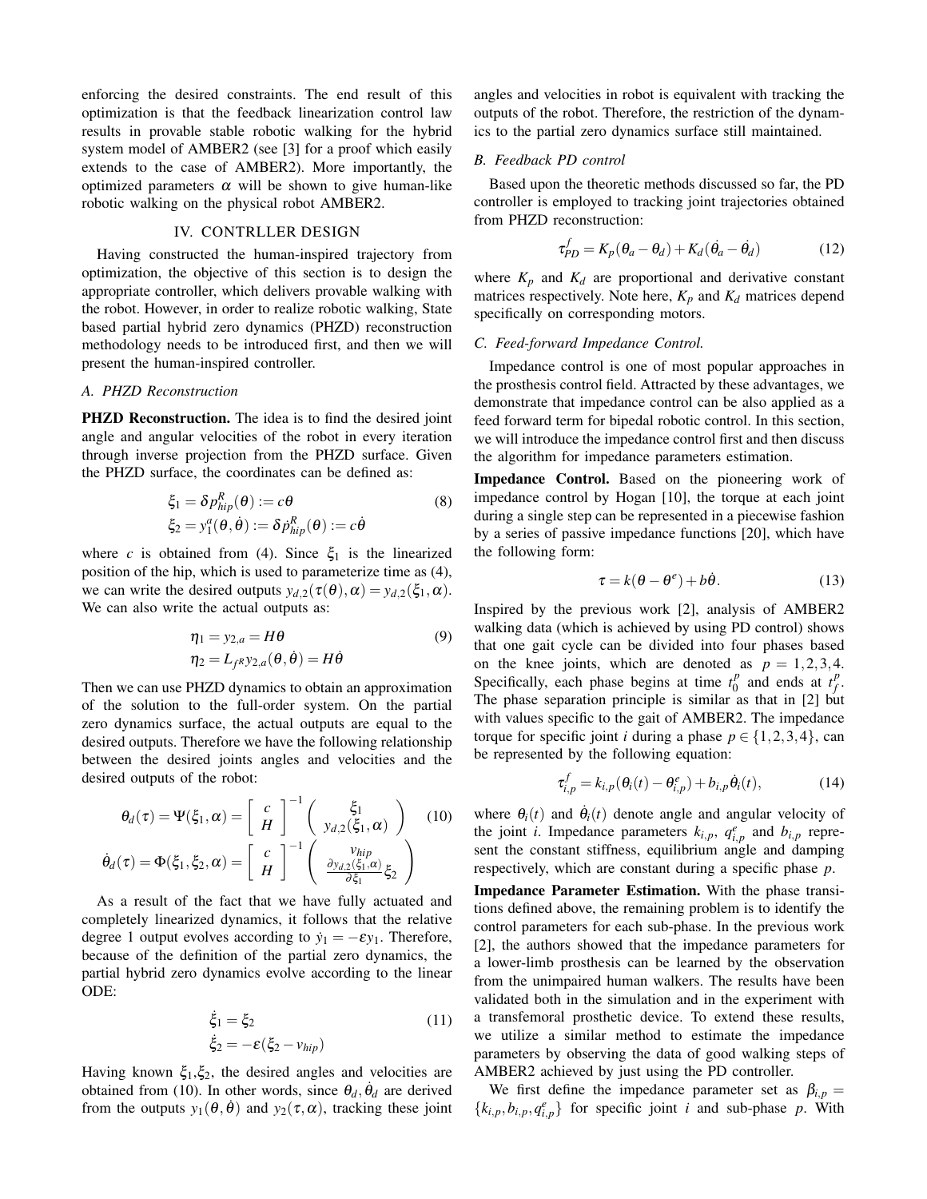enforcing the desired constraints. The end result of this optimization is that the feedback linearization control law results in provable stable robotic walking for the hybrid system model of AMBER2 (see [3] for a proof which easily extends to the case of AMBER2). More importantly, the optimized parameters $\alpha$ will be shown to give human-like robotic walking on the physical robot AMBER2.

## IV. CONTRLLER DESIGN

Having constructed the human-inspired trajectory from optimization, the objective of this section is to design the appropriate controller, which delivers provable walking with the robot. However, in order to realize robotic walking, State based partial hybrid zero dynamics (PHZD) reconstruction methodology needs to be introduced first, and then we will present the human-inspired controller.

### A. PHZD Reconstruction

**PHZD Reconstruction.** The idea is to find the desired joint angle and angular velocities of the robot in every iteration through inverse projection from the PHZD surface. Given the PHZD surface, the coordinates can be defined as:

$$\begin{aligned} \xi_1 &= \delta p_{hip}^R(\theta) := c\theta \\ \xi_2 &= y_1^a(\theta, \dot{\theta}) := \delta \dot{p}_{hip}^R(\theta) := c\dot{\theta} \end{aligned} \tag{8}$$

where $c$ is obtained from (4). Since $\xi_1$ is the linearized position of the hip, which is used to parameterize time as (4), we can write the desired outputs $y_{d,2}(\tau(\theta), \alpha) = y_{d,2}(\xi_1, \alpha)$. We can also write the actual outputs as:

$$\begin{aligned} \eta_1 &= y_{2,a} = H\theta \\ \eta_2 &= L_{f^R} y_{2,a}(\theta, \dot{\theta}) = H\dot{\theta} \end{aligned} \tag{9}$$

Then we can use PHZD dynamics to obtain an approximation of the solution to the full-order system. On the partial zero dynamics surface, the actual outputs are equal to the desired outputs. Therefore we have the following relationship between the desired joints angles and velocities and the desired outputs of the robot:

$$\begin{aligned} \theta_d(\tau) &= \Psi(\xi_1, \alpha) = \begin{bmatrix} c \\ H \end{bmatrix}^{-1} \begin{pmatrix} \xi_1 \\ y_{d,2}(\xi_1, \alpha) \end{pmatrix} \\ \dot{\theta}_d(\tau) &= \Phi(\xi_1, \xi_2, \alpha) = \begin{bmatrix} c \\ H \end{bmatrix}^{-1} \begin{pmatrix} v_{hip} \\ \frac{\partial y_{d,2}(\xi_1, \alpha)}{\partial \xi_1} \xi_2 \end{pmatrix} \end{aligned} \tag{10}$$

As a result of the fact that we have fully actuated and completely linearized dynamics, it follows that the relative degree 1 output evolves according to $\dot{y}_1 = -\varepsilon y_1$. Therefore, because of the definition of the partial zero dynamics, the partial hybrid zero dynamics evolve according to the linear ODE:

$$\begin{aligned} \dot{\xi}_1 &= \xi_2 \\ \dot{\xi}_2 &= -\varepsilon(\xi_2 - v_{hip}) \end{aligned} \tag{11}$$

Having known $\xi_1, \xi_2$, the desired angles and velocities are obtained from (10). In other words, since $\theta_d, \dot{\theta}_d$ are derived from the outputs $y_1(\theta, \dot{\theta})$ and $y_2(\tau, \alpha)$, tracking these joint angles and velocities in robot is equivalent with tracking the outputs of the robot. Therefore, the restriction of the dynamics to the partial zero dynamics surface still maintained.

### B. Feedback PD control

Based upon the theoretic methods discussed so far, the PD controller is employed to tracking joint trajectories obtained from PHZD reconstruction:

$$\tau_{PD}^f = K_p(\theta_a - \theta_d) + K_d(\dot{\theta}_a - \dot{\theta}_d) \tag{12}$$

where $K_p$ and $K_d$ are proportional and derivative constant matrices respectively. Note here, $K_p$ and $K_d$ matrices depend specifically on corresponding motors.

### C. Feed-forward Impedance Control.

Impedance control is one of most popular approaches in the prosthesis control field. Attracted by these advantages, we demonstrate that impedance control can be also applied as a feed forward term for bipedal robotic control. In this section, we will introduce the impedance control first and then discuss the algorithm for impedance parameters estimation.

**Impedance Control.** Based on the pioneering work of impedance control by Hogan [10], the torque at each joint during a single step can be represented in a piecewise fashion by a series of passive impedance functions [20], which have the following form:

$$\tau = k(\theta - \theta^e) + b\dot{\theta}. \tag{13}$$

Inspired by the previous work [2], analysis of AMBER2 walking data (which is achieved by using PD control) shows that one gait cycle can be divided into four phases based on the knee joints, which are denoted as $p = 1, 2, 3, 4$. Specifically, each phase begins at time $t_0^p$ and ends at $t_f^p$. The phase separation principle is similar as that in [2] but with values specific to the gait of AMBER2. The impedance torque for specific joint $i$ during a phase $p \in \{1, 2, 3, 4\}$, can be represented by the following equation:

$$\tau_{i,p}^f = k_{i,p}(\theta_i(t) - \theta_{i,p}^e) + b_{i,p}\dot{\theta}_i(t), \tag{14}$$

where $\theta_i(t)$ and $\dot{\theta}_i(t)$ denote angle and angular velocity of the joint $i$. Impedance parameters $k_{i,p}$, $q_{i,p}^e$ and $b_{i,p}$ represent the constant stiffness, equilibrium angle and damping respectively, which are constant during a specific phase $p$.

**Impedance Parameter Estimation.** With the phase transitions defined above, the remaining problem is to identify the control parameters for each sub-phase. In the previous work [2], the authors showed that the impedance parameters for a lower-limb prosthesis can be learned by the observation from the unimpaired human walkers. The results have been validated both in the simulation and in the experiment with a transfemoral prosthetic device. To extend these results, we utilize a similar method to estimate the impedance parameters by observing the data of good walking steps of AMBER2 achieved by just using the PD controller.

We first define the impedance parameter set as $\beta_{i,p} = \{k_{i,p}, b_{i,p}, q_{i,p}^e\}$ for specific joint $i$ and sub-phase $p$. With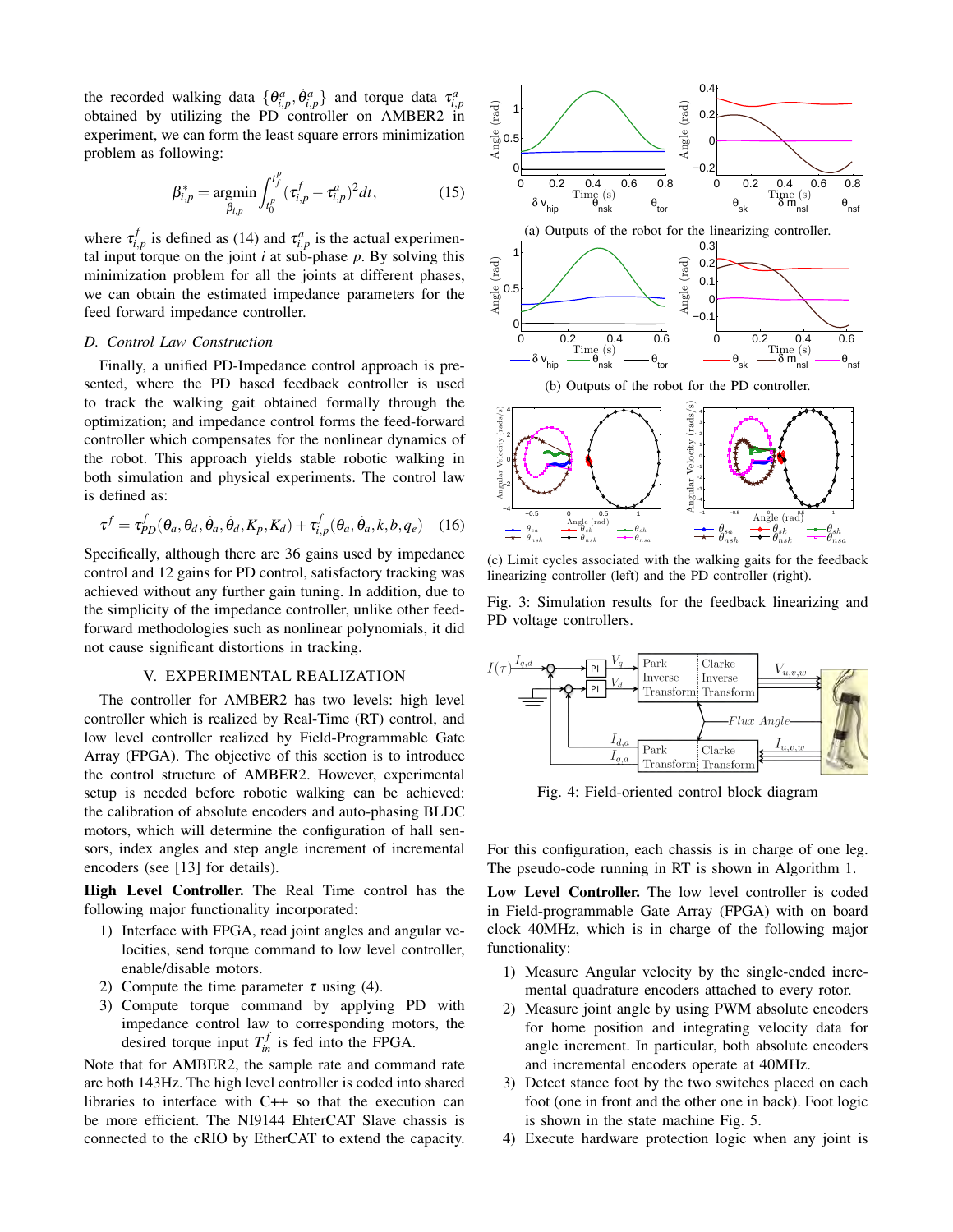the recorded walking data $\{\theta^a_{i,p}, \dot{\theta}^a_{i,p}\}$ and torque data $\tau^a_{i,p}$ obtained by utilizing the PD controller on AMBER2 in experiment, we can form the least square errors minimization problem as following:

$$\beta^*_{i,p} = \underset{\beta_{i,p}}{\operatorname{argmin}} \int_{t_0^p}^{t_f^p} (\tau^f_{i,p} - \tau^a_{i,p})^2 dt, \tag{15}$$

where $\tau^f_{i,p}$ is defined as (14) and $\tau^a_{i,p}$ is the actual experimental input torque on the joint $i$ at sub-phase $p$. By solving this minimization problem for all the joints at different phases, we can obtain the estimated impedance parameters for the feed forward impedance controller.

### D. Control Law Construction

Finally, a unified PD-Impedance control approach is presented, where the PD based feedback controller is used to track the walking gait obtained formally through the optimization; and impedance control forms the feed-forward controller which compensates for the nonlinear dynamics of the robot. This approach yields stable robotic walking in both simulation and physical experiments. The control law is defined as:

$$\tau^f = \tau^f_{PD}(\theta_a, \theta_d, \dot{\theta}_a, \dot{\theta}_d, K_p, K_d) + \tau^f_{i,p}(\theta_a, \dot{\theta}_a, k, b, q_e) \tag{16}$$

Specifically, although there are 36 gains used by impedance control and 12 gains for PD control, satisfactory tracking was achieved without any further gain tuning. In addition, due to the simplicity of the impedance controller, unlike other feed-forward methodologies such as nonlinear polynomials, it did not cause significant distortions in tracking.

## V. Experimental Realization

The controller for AMBER2 has two levels: high level controller which is realized by Real-Time (RT) control, and low level controller realized by Field-Programmable Gate Array (FPGA). The objective of this section is to introduce the control structure of AMBER2. However, experimental setup is needed before robotic walking can be achieved: the calibration of absolute encoders and auto-phasing BLDC motors, which will determine the configuration of hall sensors, index angles and step angle increment of incremental encoders (see [13] for details).

**High Level Controller.** The Real Time control has the following major functionality incorporated:

1) Interface with FPGA, read joint angles and angular velocities, send torque command to low level controller, enable/disable motors.
2) Compute the time parameter $\tau$ using (4).
3) Compute torque command by applying PD with impedance control law to corresponding motors, the desired torque input $T^f_{in}$ is fed into the FPGA.

Note that for AMBER2, the sample rate and command rate are both 143Hz. The high level controller is coded into shared libraries to interface with C++ so that the execution can be more efficient. The NI9144 EhterCAT Slave chassis is connected to the cRIO by EtherCAT to extend the capacity.

(a) Outputs of the robot for the linearizing controller.

(b) Outputs of the robot for the PD controller.

(c) Limit cycles associated with the walking gaits for the feedback linearizing controller (left) and the PD controller (right).

Fig. 3: Simulation results for the feedback linearizing and PD voltage controllers.

Fig. 4: Field-oriented control block diagram

For this configuration, each chassis is in charge of one leg. The pseudo-code running in RT is shown in Algorithm 1.

**Low Level Controller.** The low level controller is coded in Field-programmable Gate Array (FPGA) with on board clock 40MHz, which is in charge of the following major functionality:

1) Measure Angular velocity by the single-ended incremental quadrature encoders attached to every rotor.
2) Measure joint angle by using PWM absolute encoders for home position and integrating velocity data for angle increment. In particular, both absolute encoders and incremental encoders operate at 40MHz.
3) Detect stance foot by the two switches placed on each foot (one in front and the other one in back). Foot logic is shown in the state machine Fig. 5.
4) Execute hardware protection logic when any joint is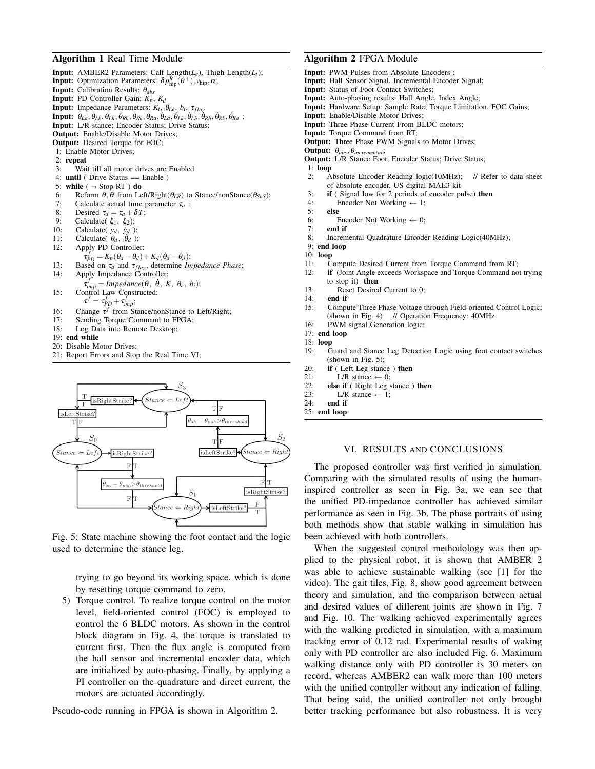**Algorithm 1** Real Time Module

```
Input: AMBER2 Parameters: Calf Length(L_c), Thigh Length(L_t);
Input: Optimization Parameters: δp^R_hip(θ+), v_hip, α;
Input: Calibration Results: θ_abs
Input: PD Controller Gain: K_p, K_d
Input: Impedance Parameters: K_i, θ_{i,e}, b_i, τ_flag
Input: θ_La, θ_Lk, θ_Lh, θ_Rh, θ_Rk, θ_Ra, θ̇_La, θ̇_Lk, θ̇_Lh, θ̇_Rh, θ̇_Rk, θ̇_Ra ;
Input: L/R stance; Encoder Status; Drive Status;
Output: Enable/Disable Motor Drives;
Output: Desired Torque for FOC;
 1: Enable Motor Drives;
 2: repeat
 3:     Wait till all motor drives are Enabled
 4: until ( Drive-Status == Enable )
 5: while ( ¬ Stop-RT ) do
 6:     Reform θ, θ̇ from Left/Right(θ_LR) to Stance/nonStance(θ_SnS);
 7:     Calculate actual time parameter τ_a ;
 8:     Desired τ_d = τ_a + δT;
 9:     Calculate( ξ_1, ξ_2);
10:     Calculate( y_d, ẏ_d );
11:     Calculate( θ_d, θ̇_d );
12:     Apply PD Controller:
            τ^f_PD = K_p(θ_a − θ_d) + K_d(θ̇_a − θ̇_d);
13:     Based on τ_a and τ_flag, determine Impedance Phase;
14:     Apply Impedance Controller:
            τ^f_imp = Impedance(θ, θ̇, K, θ_e, b_i);
15:     Control Law Constructed:
            τ^f = τ^f_PD + τ^f_imp;
16:     Change τ^f from Stance/nonStance to Left/Right;
17:     Sending Torque Command to FPGA;
18:     Log Data into Remote Desktop;
19: end while
20: Disable Motor Drives;
21: Report Errors and Stop the Real Time VI;
```

Fig. 5: State machine showing the foot contact and the logic used to determine the stance leg.

trying to go beyond its working space, which is done by resetting torque command to zero.

5) Torque control. To realize torque control on the motor level, field-oriented control (FOC) is employed to control the 6 BLDC motors. As shown in the control block diagram in Fig. 4, the torque is translated to current first. Then the flux angle is computed from the hall sensor and incremental encoder data, which are initialized by auto-phasing. Finally, by applying a PI controller on the quadrature and direct current, the motors are actuated accordingly.

Pseudo-code running in FPGA is shown in Algorithm 2.

**Algorithm 2** FPGA Module

```
Input: PWM Pulses from Absolute Encoders ;
Input: Hall Sensor Signal, Incremental Encoder Signal;
Input: Status of Foot Contact Switches;
Input: Auto-phasing results: Hall Angle, Index Angle;
Input: Hardware Setup: Sample Rate, Torque Limitation, FOC Gains;
Input: Enable/Disable Motor Drives;
Input: Three Phase Current From BLDC motors;
Input: Torque Command from RT;
Output: Three Phase PWM Signals to Motor Drives;
Output: θ_abs, θ̇_incremental;
Output: L/R Stance Foot; Encoder Status; Drive Status;
 1: loop
 2:     Absolute Encoder Reading logic(10MHz);   // Refer to data sheet
        of absolute encoder, US digital MAE3 kit
 3:     if ( Signal low for 2 periods of encoder pulse) then
 4:         Encoder Not Working ← 1;
 5:     else
 6:         Encoder Not Working ← 0;
 7:     end if
 8:     Incremental Quadrature Encoder Reading Logic(40MHz);
 9: end loop
10: loop
11:     Compute Desired Current from Torque Command from RT;
12:     if (Joint Angle exceeds Workspace and Torque Command not trying
        to stop it) then
13:         Reset Desired Current to 0;
14:     end if
15:     Compute Three Phase Voltage through Field-oriented Control Logic;
        (shown in Fig. 4)   // Operation Frequency: 40MHz
16:     PWM signal Generation logic;
17: end loop
18: loop
19:     Guard and Stance Leg Detection Logic using foot contact switches
        (shown in Fig. 5);
20:     if ( Left Leg stance ) then
21:         L/R stance ← 0;
22:     else if ( Right Leg stance ) then
23:         L/R stance ← 1;
24:     end if
25: end loop
```

## VI. Results and Conclusions

The proposed controller was first verified in simulation. Comparing with the simulated results of using the human-inspired controller as seen in Fig. 3a, we can see that the unified PD-impedance controller has achieved similar performance as seen in Fig. 3b. The phase portraits of using both methods show that stable walking in simulation has been achieved with both controllers.

When the suggested control methodology was then applied to the physical robot, it is shown that AMBER 2 was able to achieve sustainable walking (see [1] for the video). The gait tiles, Fig. 8, show good agreement between theory and simulation, and the comparison between actual and desired values of different joints are shown in Fig. 7 and Fig. 10. The walking achieved experimentally agrees with the walking predicted in simulation, with a maximum tracking error of 0.12 rad. Experimental results of waking only with PD controller are also included Fig. 6. Maximum walking distance only with PD controller is 30 meters on record, whereas AMBER2 can walk more than 100 meters with the unified controller without any indication of falling. That being said, the unified controller not only brought better tracking performance but also robustness. It is very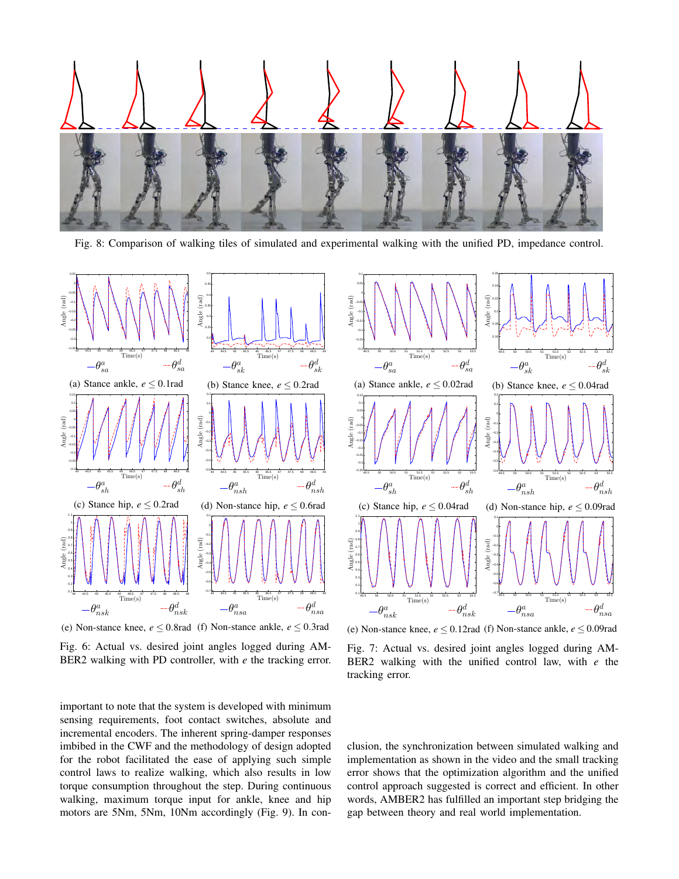Fig. 8: Comparison of walking tiles of simulated and experimental walking with the unified PD, impedance control.

(a) Stance ankle, $e \leq 0.1$rad (b) Stance knee, $e \leq 0.2$rad

(c) Stance hip, $e \leq 0.2$rad (d) Non-stance hip, $e \leq 0.6$rad

(e) Non-stance knee, $e \leq 0.8$rad (f) Non-stance ankle, $e \leq 0.3$rad

Fig. 6: Actual vs. desired joint angles logged during AMBER2 walking with PD controller, with $e$ the tracking error.

(a) Stance ankle, $e \leq 0.02$rad (b) Stance knee, $e \leq 0.04$rad

(c) Stance hip, $e \leq 0.04$rad (d) Non-stance hip, $e \leq 0.09$rad

(e) Non-stance knee, $e \leq 0.12$rad (f) Non-stance ankle, $e \leq 0.09$rad

Fig. 7: Actual vs. desired joint angles logged during AMBER2 walking with the unified control law, with $e$ the tracking error.

important to note that the system is developed with minimum sensing requirements, foot contact switches, absolute and incremental encoders. The inherent spring-damper responses imbibed in the CWF and the methodology of design adopted for the robot facilitated the ease of applying such simple control laws to realize walking, which also results in low torque consumption throughout the step. During continuous walking, maximum torque input for ankle, knee and hip motors are 5Nm, 5Nm, 10Nm accordingly (Fig. 9). In conclusion, the synchronization between simulated walking and implementation as shown in the video and the small tracking error shows that the optimization algorithm and the unified control approach suggested is correct and efficient. In other words, AMBER2 has fulfilled an important step bridging the gap between theory and real world implementation.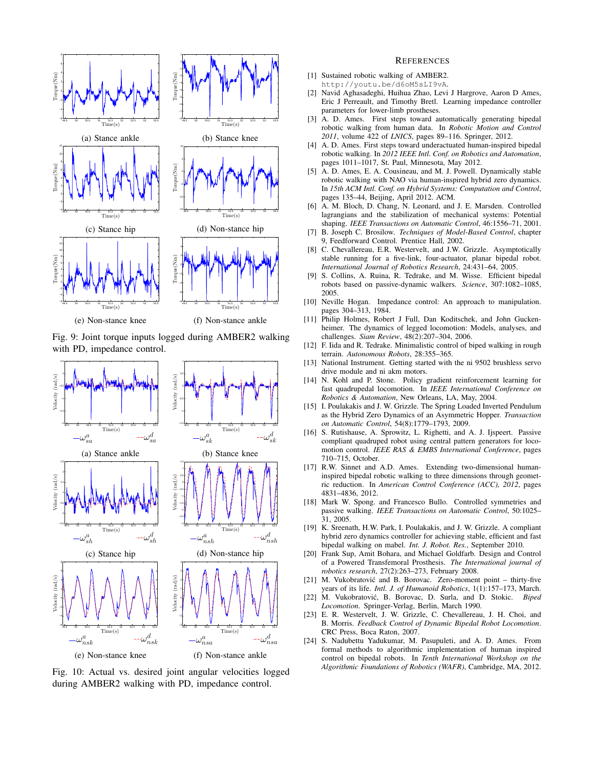Torque(Nm)
Time(s)

(a) Stance ankle

Torque(Nm)
Time(s)

(b) Stance knee

Torque(Nm)
Time(s)

(c) Stance hip

Torque(Nm)
Time(s)

(d) Non-stance hip

Torque(Nm)
Time(s)

(e) Non-stance knee

Torque(Nm)
Time(s)

(f) Non-stance ankle

Fig. 9: Joint torque inputs logged during AMBER2 walking with PD, impedance control.

Velocity (rad/s)
Time(s)
$\omega^a_{sa}$ $\omega^d_{sa}$

(a) Stance ankle

Velocity (rad/s)
Time(s)
$\omega^a_{sk}$ $\omega^d_{sk}$

(b) Stance knee

Velocity (rad/s)
Time(s)
$\omega^a_{sh}$ $\omega^d_{sh}$

(c) Stance hip

Velocity (rad/s)
Time(s)
$\omega^a_{nsh}$ $\omega^d_{nsh}$

(d) Non-stance hip

Velocity (rad/s)
Time(s)
$\omega^a_{nsk}$ $\omega^d_{nsk}$

(e) Non-stance knee

Velocity (rad/s)
Time(s)
$\omega^a_{nsa}$ $\omega^d_{nsa}$

(f) Non-stance ankle

Fig. 10: Actual vs. desired joint angular velocities logged during AMBER2 walking with PD, impedance control.

## References

[1] Sustained robotic walking of AMBER2. http://youtu.be/d6oM5sLI9vA.

[2] Navid Aghasadeghi, Huihua Zhao, Levi J Hargrove, Aaron D Ames, Eric J Perreault, and Timothy Bretl. Learning impedance controller parameters for lower-limb prostheses.

[3] A. D. Ames. First steps toward automatically generating bipedal robotic walking from human data. In *Robotic Motion and Control 2011*, volume 422 of *LNICS*, pages 89–116. Springer, 2012.

[4] A. D. Ames. First steps toward underactuated human-inspired bipedal robotic walking. In *2012 IEEE Intl. Conf. on Robotics and Automation*, pages 1011–1017, St. Paul, Minnesota, May 2012.

[5] A. D. Ames, E. A. Cousineau, and M. J. Powell. Dynamically stable robotic walking with NAO via human-inspired hybrid zero dynamics. In *15th ACM Intl. Conf. on Hybrid Systems: Computation and Control*, pages 135–44, Beijing, April 2012. ACM.

[6] A. M. Bloch, D. Chang, N. Leonard, and J. E. Marsden. Controlled lagrangians and the stabilization of mechanical systems: Potential shaping. *IEEE Transactions on Automatic Control*, 46:1556–71, 2001.

[7] B. Joseph C. Brosilow. *Techniques of Model-Based Control*, chapter 9, Feedforward Control. Prentice Hall, 2002.

[8] C. Chevallereau, E.R. Westervelt, and J.W. Grizzle. Asymptotically stable running for a five-link, four-actuator, planar bipedal robot. *International Journal of Robotics Research*, 24:431–64, 2005.

[9] S. Collins, A. Ruina, R. Tedrake, and M. Wisse. Efficient bipedal robots based on passive-dynamic walkers. *Science*, 307:1082–1085, 2005.

[10] Neville Hogan. Impedance control: An approach to manipulation. pages 304–313, 1984.

[11] Philip Holmes, Robert J Full, Dan Koditschek, and John Guckenheimer. The dynamics of legged locomotion: Models, analyses, and challenges. *Siam Review*, 48(2):207–304, 2006.

[12] F. Iida and R. Tedrake. Minimalistic control of biped walking in rough terrain. *Autonomous Robots*, 28:355–365.

[13] National Instrument. Getting started with the ni 9502 brushless servo drive module and ni akm motors.

[14] N. Kohl and P. Stone. Policy gradient reinforcement learning for fast quadrupedal locomotion. In *IEEE International Conference on Robotics & Automation*, New Orleans, LA, May, 2004.

[15] I. Poulakakis and J. W. Grizzle. The Spring Loaded Inverted Pendulum as the Hybrid Zero Dynamics of an Asymmetric Hopper. *Transaction on Automatic Control*, 54(8):1779–1793, 2009.

[16] S. Rutishause, A. Sprowitz, L. Righetti, and A. J. Ijspeert. Passive compliant quadruped robot using central pattern generators for locomotion control. *IEEE RAS & EMBS International Conference*, pages 710–715, October.

[17] R.W. Sinnet and A.D. Ames. Extending two-dimensional human-inspired bipedal robotic walking to three dimensions through geometric reduction. In *American Control Conference (ACC), 2012*, pages 4831–4836, 2012.

[18] Mark W. Spong. and Francesco Bullo. Controlled symmetries and passive walking. *IEEE Transactions on Automatic Control*, 50:1025–31, 2005.

[19] K. Sreenath, H.W. Park, I. Poulakakis, and J. W. Grizzle. A compliant hybrid zero dynamics controller for achieving stable, efficient and fast bipedal walking on mabel. *Int. J. Robot. Res.*, September 2010.

[20] Frank Sup, Amit Bohara, and Michael Goldfarb. Design and Control of a Powered Transfemoral Prosthesis. *The International journal of robotics research*, 27(2):263–273, February 2008.

[21] M. Vukobratović and B. Borovac. Zero-moment point – thirty-five years of its life. *Intl. J. of Humanoid Robotics*, 1(1):157–173, March.

[22] M. Vukobratović, B. Borovac, D. Surla, and D. Stokic. *Biped Locomotion*. Springer-Verlag, Berlin, March 1990.

[23] E. R. Westervelt, J. W. Grizzle, C. Chevallereau, J. H. Choi, and B. Morris. *Feedback Control of Dynamic Bipedal Robot Locomotion*. CRC Press, Boca Raton, 2007.

[24] S. Nadubettu Yadukumar, M. Pasupuleti, and A. D. Ames. From formal methods to algorithmic implementation of human inspired control on bipedal robots. In *Tenth International Workshop on the Algorithmic Foundations of Robotics (WAFR)*, Cambridge, MA, 2012.